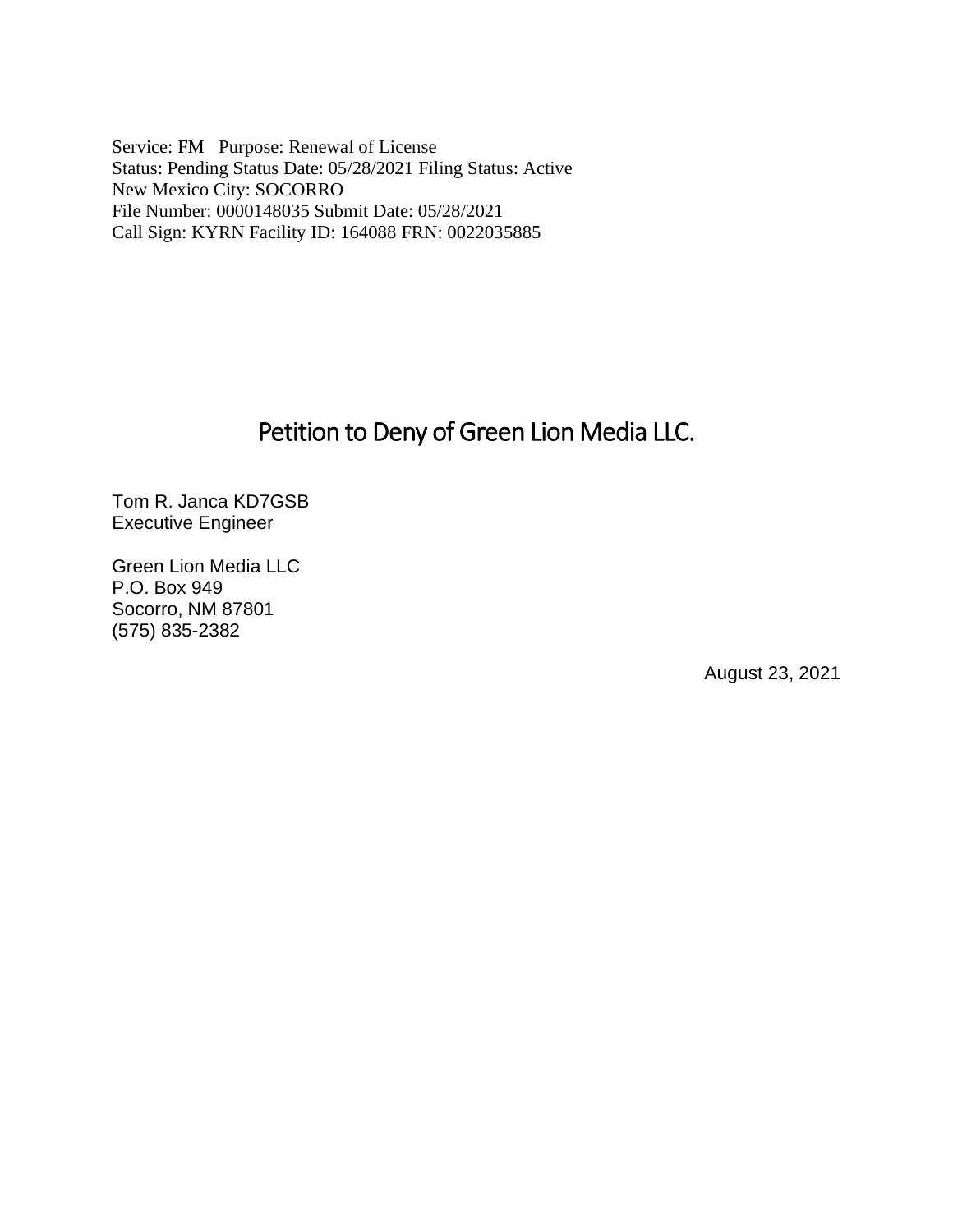Service: FM   Purpose: Renewal of License
Status: Pending Status Date: 05/28/2021 Filing Status: Active
New Mexico City: SOCORRO
File Number: 0000148035 Submit Date: 05/28/2021
Call Sign: KYRN Facility ID: 164088 FRN: 0022035885

# Petition to Deny of Green Lion Media LLC.

Tom R. Janca KD7GSB
Executive Engineer

Green Lion Media LLC
P.O. Box 949
Socorro, NM 87801
(575) 835-2382

August 23, 2021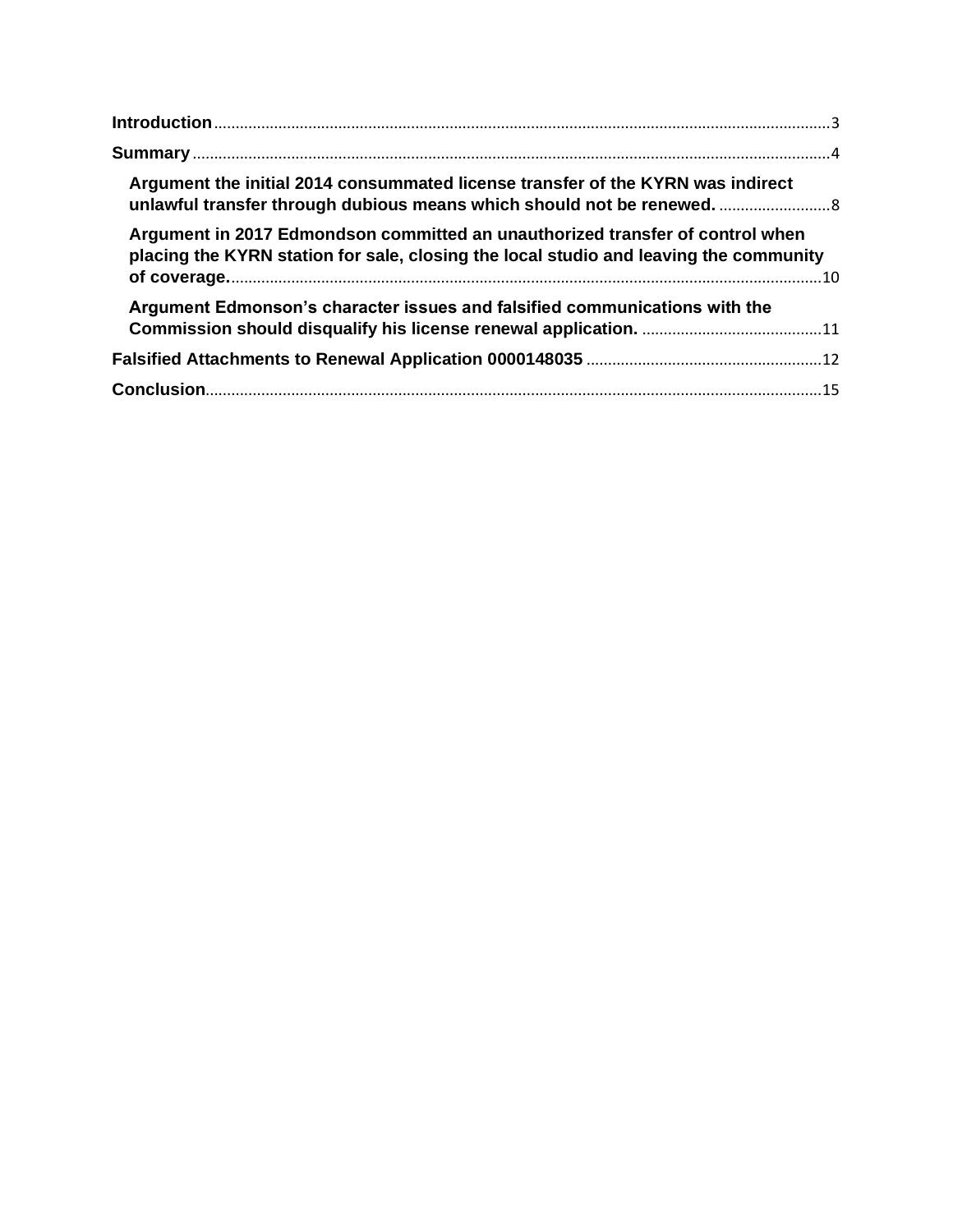Introduction ........................................................................................................ 3

Summary ............................................................................................................... 4

- Argument the initial 2014 consummated license transfer of the KYRN was indirect unlawful transfer through dubious means which should not be renewed. ........................ 8
- Argument in 2017 Edmondson committed an unauthorized transfer of control when placing the KYRN station for sale, closing the local studio and leaving the community of coverage. ........................................................................................................ 10
- Argument Edmonson's character issues and falsified communications with the Commission should disqualify his license renewal application. ........................................ 11

Falsified Attachments to Renewal Application 0000148035 ........................................ 12

Conclusion ............................................................................................................ 15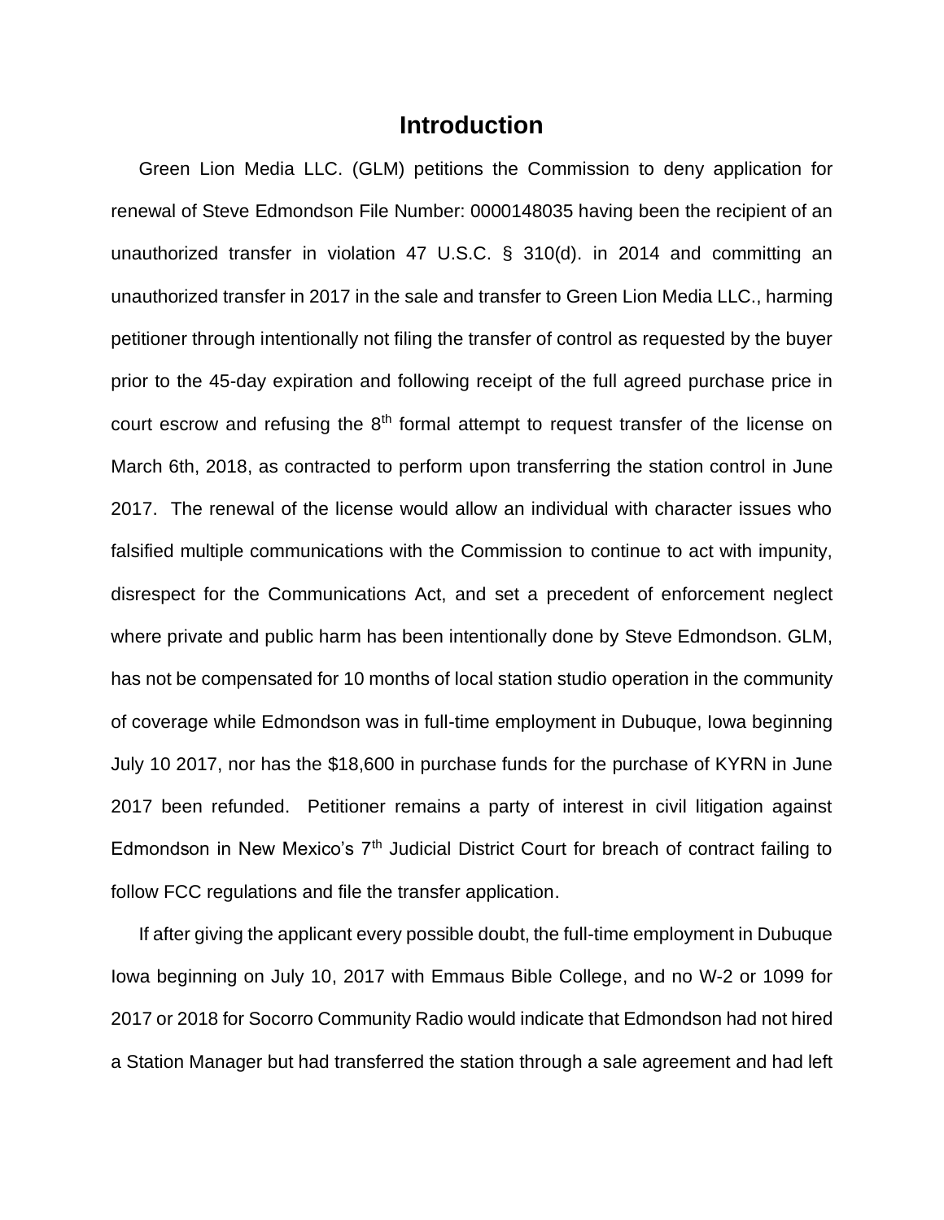# Introduction

Green Lion Media LLC. (GLM) petitions the Commission to deny application for renewal of Steve Edmondson File Number: 0000148035 having been the recipient of an unauthorized transfer in violation 47 U.S.C. § 310(d). in 2014 and committing an unauthorized transfer in 2017 in the sale and transfer to Green Lion Media LLC., harming petitioner through intentionally not filing the transfer of control as requested by the buyer prior to the 45-day expiration and following receipt of the full agreed purchase price in court escrow and refusing the 8th formal attempt to request transfer of the license on March 6th, 2018, as contracted to perform upon transferring the station control in June 2017. The renewal of the license would allow an individual with character issues who falsified multiple communications with the Commission to continue to act with impunity, disrespect for the Communications Act, and set a precedent of enforcement neglect where private and public harm has been intentionally done by Steve Edmondson. GLM, has not be compensated for 10 months of local station studio operation in the community of coverage while Edmondson was in full-time employment in Dubuque, Iowa beginning July 10 2017, nor has the $18,600 in purchase funds for the purchase of KYRN in June 2017 been refunded. Petitioner remains a party of interest in civil litigation against Edmondson in New Mexico's 7th Judicial District Court for breach of contract failing to follow FCC regulations and file the transfer application.

If after giving the applicant every possible doubt, the full-time employment in Dubuque Iowa beginning on July 10, 2017 with Emmaus Bible College, and no W-2 or 1099 for 2017 or 2018 for Socorro Community Radio would indicate that Edmondson had not hired a Station Manager but had transferred the station through a sale agreement and had left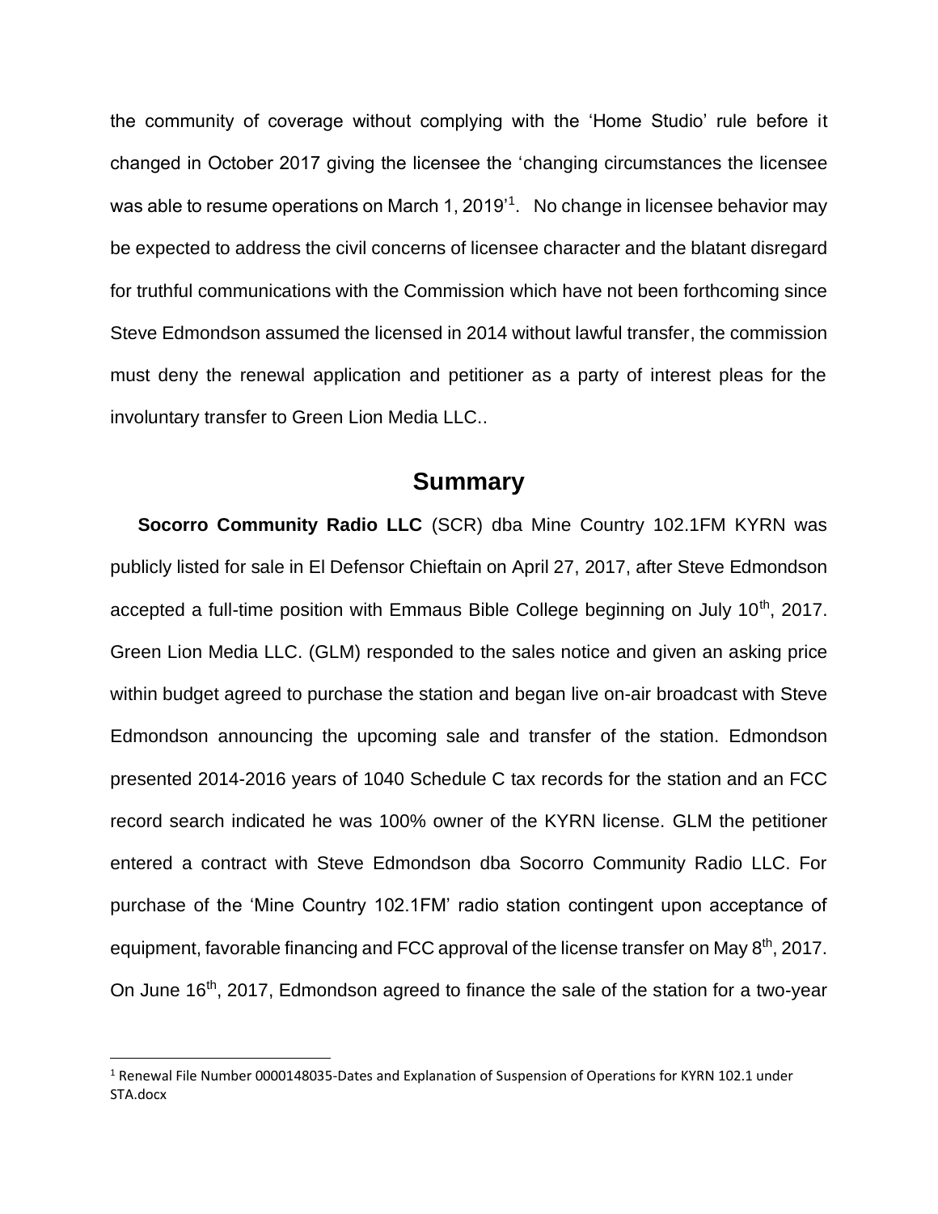the community of coverage without complying with the 'Home Studio' rule before it changed in October 2017 giving the licensee the 'changing circumstances the licensee was able to resume operations on March 1, 2019'[1]. No change in licensee behavior may be expected to address the civil concerns of licensee character and the blatant disregard for truthful communications with the Commission which have not been forthcoming since Steve Edmondson assumed the licensed in 2014 without lawful transfer, the commission must deny the renewal application and petitioner as a party of interest pleas for the involuntary transfer to Green Lion Media LLC..

## Summary

**Socorro Community Radio LLC** (SCR) dba Mine Country 102.1FM KYRN was publicly listed for sale in El Defensor Chieftain on April 27, 2017, after Steve Edmondson accepted a full-time position with Emmaus Bible College beginning on July 10th, 2017. Green Lion Media LLC. (GLM) responded to the sales notice and given an asking price within budget agreed to purchase the station and began live on-air broadcast with Steve Edmondson announcing the upcoming sale and transfer of the station. Edmondson presented 2014-2016 years of 1040 Schedule C tax records for the station and an FCC record search indicated he was 100% owner of the KYRN license. GLM the petitioner entered a contract with Steve Edmondson dba Socorro Community Radio LLC. For purchase of the 'Mine Country 102.1FM' radio station contingent upon acceptance of equipment, favorable financing and FCC approval of the license transfer on May 8th, 2017. On June 16th, 2017, Edmondson agreed to finance the sale of the station for a two-year

[1] Renewal File Number 0000148035-Dates and Explanation of Suspension of Operations for KYRN 102.1 under STA.docx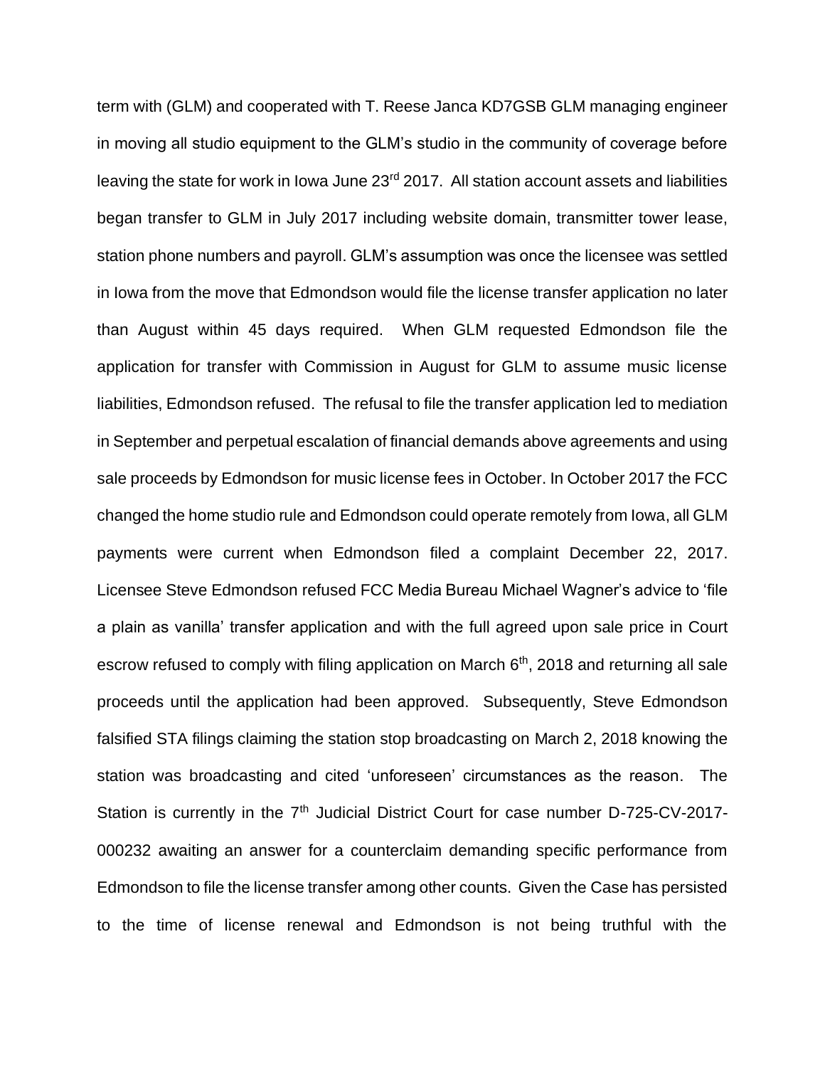term with (GLM) and cooperated with T. Reese Janca KD7GSB GLM managing engineer in moving all studio equipment to the GLM's studio in the community of coverage before leaving the state for work in Iowa June 23rd 2017. All station account assets and liabilities began transfer to GLM in July 2017 including website domain, transmitter tower lease, station phone numbers and payroll. GLM's assumption was once the licensee was settled in Iowa from the move that Edmondson would file the license transfer application no later than August within 45 days required. When GLM requested Edmondson file the application for transfer with Commission in August for GLM to assume music license liabilities, Edmondson refused. The refusal to file the transfer application led to mediation in September and perpetual escalation of financial demands above agreements and using sale proceeds by Edmondson for music license fees in October. In October 2017 the FCC changed the home studio rule and Edmondson could operate remotely from Iowa, all GLM payments were current when Edmondson filed a complaint December 22, 2017. Licensee Steve Edmondson refused FCC Media Bureau Michael Wagner's advice to 'file a plain as vanilla' transfer application and with the full agreed upon sale price in Court escrow refused to comply with filing application on March 6th, 2018 and returning all sale proceeds until the application had been approved. Subsequently, Steve Edmondson falsified STA filings claiming the station stop broadcasting on March 2, 2018 knowing the station was broadcasting and cited 'unforeseen' circumstances as the reason. The Station is currently in the 7th Judicial District Court for case number D-725-CV-2017-000232 awaiting an answer for a counterclaim demanding specific performance from Edmondson to file the license transfer among other counts. Given the Case has persisted to the time of license renewal and Edmondson is not being truthful with the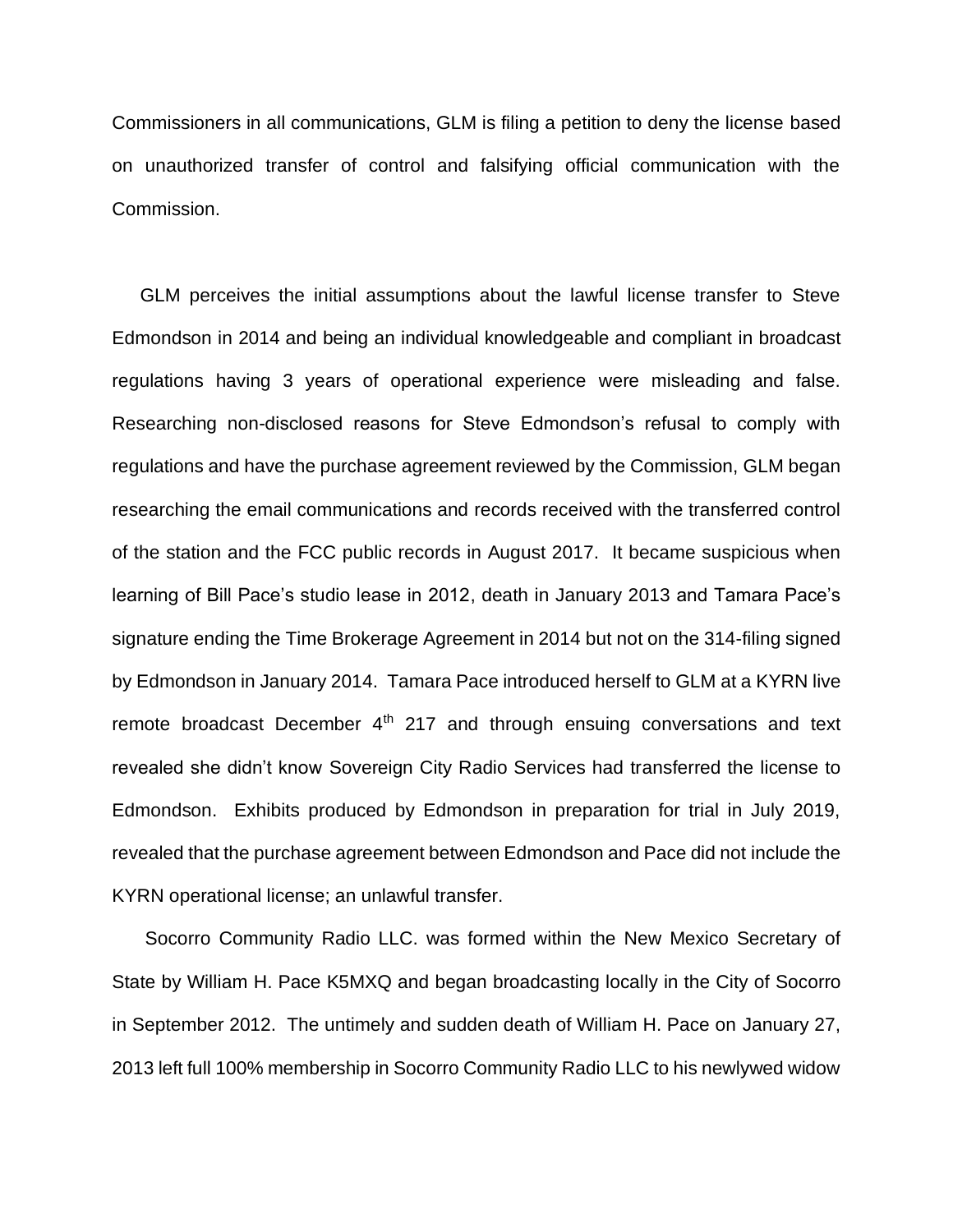Commissioners in all communications, GLM is filing a petition to deny the license based on unauthorized transfer of control and falsifying official communication with the Commission.

GLM perceives the initial assumptions about the lawful license transfer to Steve Edmondson in 2014 and being an individual knowledgeable and compliant in broadcast regulations having 3 years of operational experience were misleading and false. Researching non-disclosed reasons for Steve Edmondson's refusal to comply with regulations and have the purchase agreement reviewed by the Commission, GLM began researching the email communications and records received with the transferred control of the station and the FCC public records in August 2017. It became suspicious when learning of Bill Pace's studio lease in 2012, death in January 2013 and Tamara Pace's signature ending the Time Brokerage Agreement in 2014 but not on the 314-filing signed by Edmondson in January 2014. Tamara Pace introduced herself to GLM at a KYRN live remote broadcast December 4th 217 and through ensuing conversations and text revealed she didn't know Sovereign City Radio Services had transferred the license to Edmondson. Exhibits produced by Edmondson in preparation for trial in July 2019, revealed that the purchase agreement between Edmondson and Pace did not include the KYRN operational license; an unlawful transfer.

Socorro Community Radio LLC. was formed within the New Mexico Secretary of State by William H. Pace K5MXQ and began broadcasting locally in the City of Socorro in September 2012. The untimely and sudden death of William H. Pace on January 27, 2013 left full 100% membership in Socorro Community Radio LLC to his newlywed widow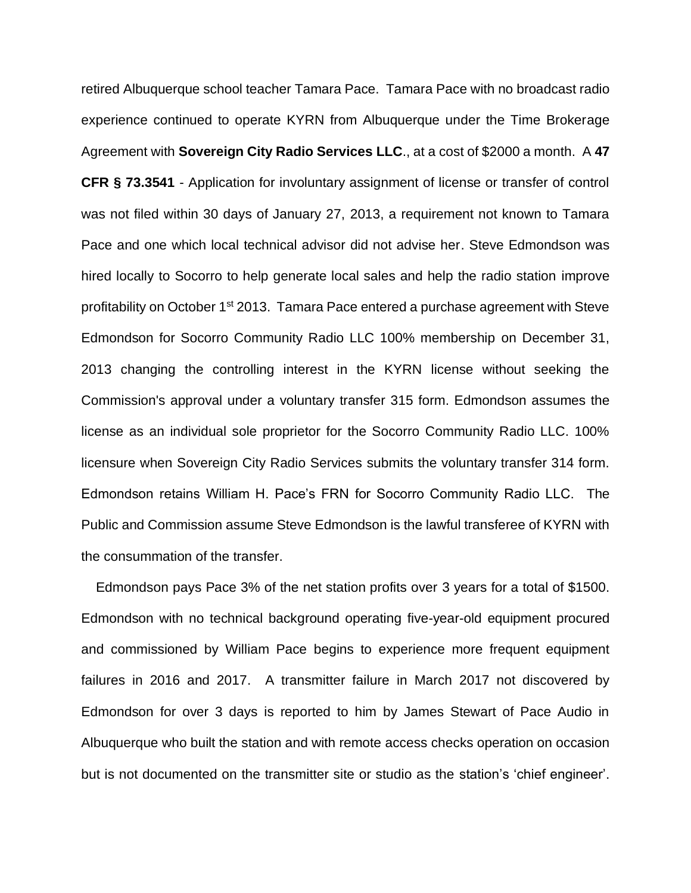retired Albuquerque school teacher Tamara Pace. Tamara Pace with no broadcast radio experience continued to operate KYRN from Albuquerque under the Time Brokerage Agreement with **Sovereign City Radio Services LLC**., at a cost of $2000 a month. A **47 CFR § 73.3541** - Application for involuntary assignment of license or transfer of control was not filed within 30 days of January 27, 2013, a requirement not known to Tamara Pace and one which local technical advisor did not advise her. Steve Edmondson was hired locally to Socorro to help generate local sales and help the radio station improve profitability on October 1st 2013. Tamara Pace entered a purchase agreement with Steve Edmondson for Socorro Community Radio LLC 100% membership on December 31, 2013 changing the controlling interest in the KYRN license without seeking the Commission's approval under a voluntary transfer 315 form. Edmondson assumes the license as an individual sole proprietor for the Socorro Community Radio LLC. 100% licensure when Sovereign City Radio Services submits the voluntary transfer 314 form. Edmondson retains William H. Pace's FRN for Socorro Community Radio LLC. The Public and Commission assume Steve Edmondson is the lawful transferee of KYRN with the consummation of the transfer.

Edmondson pays Pace 3% of the net station profits over 3 years for a total of $1500. Edmondson with no technical background operating five-year-old equipment procured and commissioned by William Pace begins to experience more frequent equipment failures in 2016 and 2017. A transmitter failure in March 2017 not discovered by Edmondson for over 3 days is reported to him by James Stewart of Pace Audio in Albuquerque who built the station and with remote access checks operation on occasion but is not documented on the transmitter site or studio as the station's 'chief engineer'.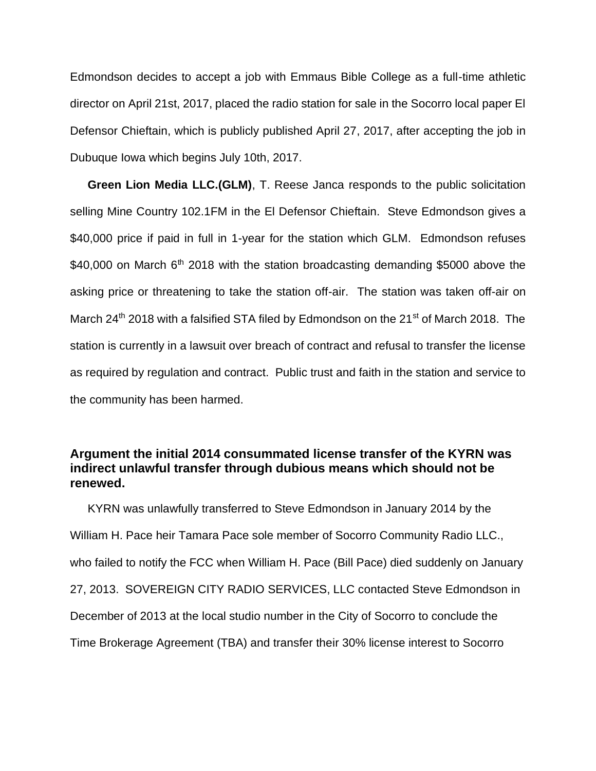Edmondson decides to accept a job with Emmaus Bible College as a full-time athletic director on April 21st, 2017, placed the radio station for sale in the Socorro local paper El Defensor Chieftain, which is publicly published April 27, 2017, after accepting the job in Dubuque Iowa which begins July 10th, 2017.

**Green Lion Media LLC.(GLM)**, T. Reese Janca responds to the public solicitation selling Mine Country 102.1FM in the El Defensor Chieftain. Steve Edmondson gives a $40,000 price if paid in full in 1-year for the station which GLM. Edmondson refuses $40,000 on March 6th 2018 with the station broadcasting demanding $5000 above the asking price or threatening to take the station off-air. The station was taken off-air on March 24th 2018 with a falsified STA filed by Edmondson on the 21st of March 2018. The station is currently in a lawsuit over breach of contract and refusal to transfer the license as required by regulation and contract. Public trust and faith in the station and service to the community has been harmed.

### Argument the initial 2014 consummated license transfer of the KYRN was indirect unlawful transfer through dubious means which should not be renewed.

KYRN was unlawfully transferred to Steve Edmondson in January 2014 by the William H. Pace heir Tamara Pace sole member of Socorro Community Radio LLC., who failed to notify the FCC when William H. Pace (Bill Pace) died suddenly on January 27, 2013. SOVEREIGN CITY RADIO SERVICES, LLC contacted Steve Edmondson in December of 2013 at the local studio number in the City of Socorro to conclude the Time Brokerage Agreement (TBA) and transfer their 30% license interest to Socorro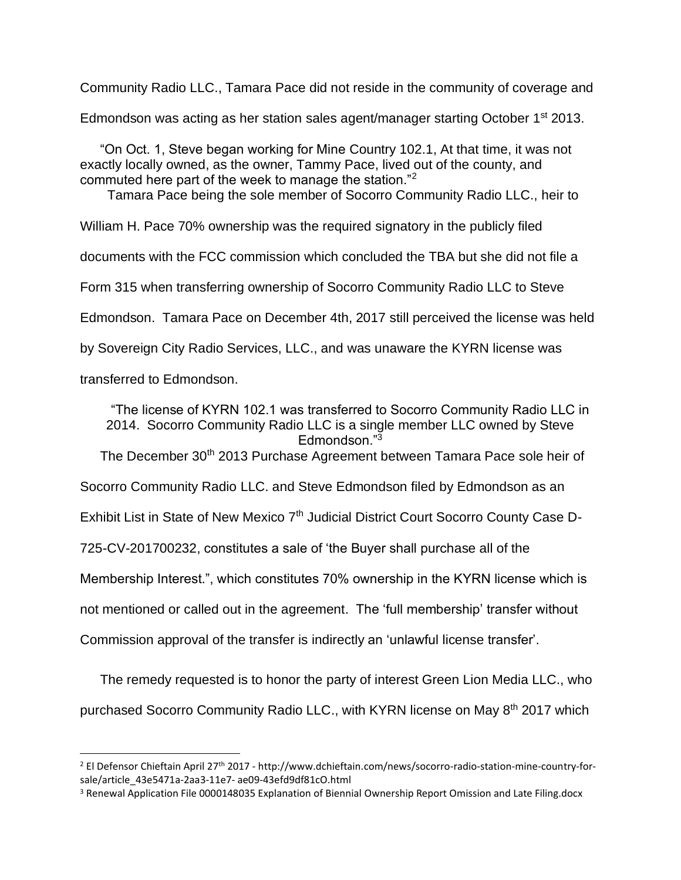Community Radio LLC., Tamara Pace did not reside in the community of coverage and Edmondson was acting as her station sales agent/manager starting October 1st 2013.

> "On Oct. 1, Steve began working for Mine Country 102.1, At that time, it was not exactly locally owned, as the owner, Tammy Pace, lived out of the county, and commuted here part of the week to manage the station."[2]

Tamara Pace being the sole member of Socorro Community Radio LLC., heir to William H. Pace 70% ownership was the required signatory in the publicly filed documents with the FCC commission which concluded the TBA but she did not file a Form 315 when transferring ownership of Socorro Community Radio LLC to Steve Edmondson. Tamara Pace on December 4th, 2017 still perceived the license was held by Sovereign City Radio Services, LLC., and was unaware the KYRN license was transferred to Edmondson.

> "The license of KYRN 102.1 was transferred to Socorro Community Radio LLC in 2014. Socorro Community Radio LLC is a single member LLC owned by Steve Edmondson."[3]

The December 30th 2013 Purchase Agreement between Tamara Pace sole heir of Socorro Community Radio LLC. and Steve Edmondson filed by Edmondson as an Exhibit List in State of New Mexico 7th Judicial District Court Socorro County Case D-725-CV-201700232, constitutes a sale of 'the Buyer shall purchase all of the Membership Interest.", which constitutes 70% ownership in the KYRN license which is not mentioned or called out in the agreement. The 'full membership' transfer without Commission approval of the transfer is indirectly an 'unlawful license transfer'.

The remedy requested is to honor the party of interest Green Lion Media LLC., who purchased Socorro Community Radio LLC., with KYRN license on May 8th 2017 which

---

[2] El Defensor Chieftain April 27th 2017 - http://www.dchieftain.com/news/socorro-radio-station-mine-country-for-sale/article_43e5471a-2aa3-11e7- ae09-43efd9df81cO.html

[3] Renewal Application File 0000148035 Explanation of Biennial Ownership Report Omission and Late Filing.docx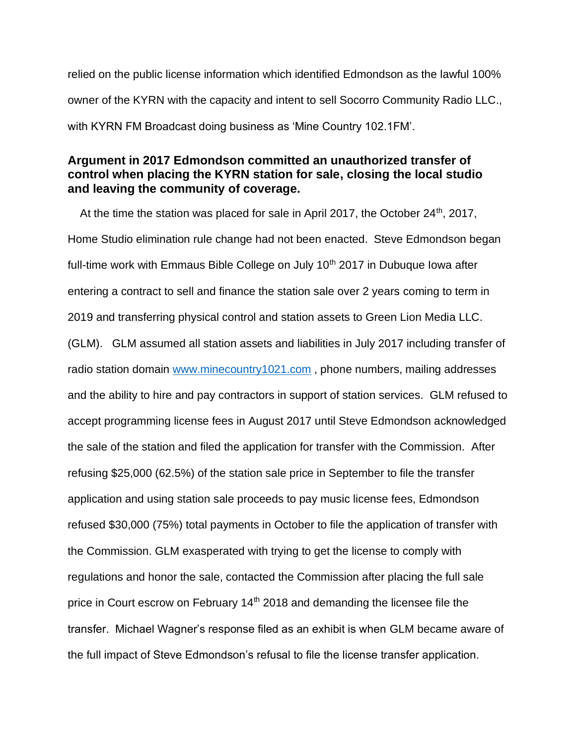relied on the public license information which identified Edmondson as the lawful 100% owner of the KYRN with the capacity and intent to sell Socorro Community Radio LLC., with KYRN FM Broadcast doing business as 'Mine Country 102.1FM'.

### Argument in 2017 Edmondson committed an unauthorized transfer of control when placing the KYRN station for sale, closing the local studio and leaving the community of coverage.

At the time the station was placed for sale in April 2017, the October 24th, 2017, Home Studio elimination rule change had not been enacted. Steve Edmondson began full-time work with Emmaus Bible College on July 10th 2017 in Dubuque Iowa after entering a contract to sell and finance the station sale over 2 years coming to term in 2019 and transferring physical control and station assets to Green Lion Media LLC. (GLM). GLM assumed all station assets and liabilities in July 2017 including transfer of radio station domain www.minecountry1021.com , phone numbers, mailing addresses and the ability to hire and pay contractors in support of station services. GLM refused to accept programming license fees in August 2017 until Steve Edmondson acknowledged the sale of the station and filed the application for transfer with the Commission. After refusing $25,000 (62.5%) of the station sale price in September to file the transfer application and using station sale proceeds to pay music license fees, Edmondson refused $30,000 (75%) total payments in October to file the application of transfer with the Commission. GLM exasperated with trying to get the license to comply with regulations and honor the sale, contacted the Commission after placing the full sale price in Court escrow on February 14th 2018 and demanding the licensee file the transfer. Michael Wagner's response filed as an exhibit is when GLM became aware of the full impact of Steve Edmondson's refusal to file the license transfer application.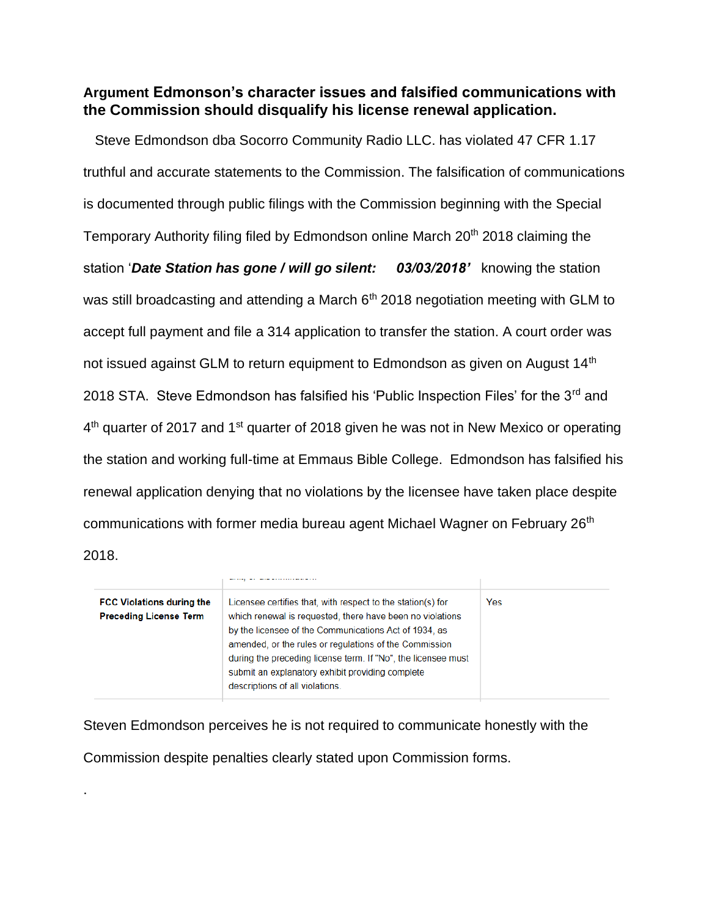### Argument Edmonson's character issues and falsified communications with the Commission should disqualify his license renewal application.

Steve Edmondson dba Socorro Community Radio LLC. has violated 47 CFR 1.17 truthful and accurate statements to the Commission. The falsification of communications is documented through public filings with the Commission beginning with the Special Temporary Authority filing filed by Edmondson online March 20th 2018 claiming the station '***Date Station has gone / will go silent: 03/03/2018'*** knowing the station was still broadcasting and attending a March 6th 2018 negotiation meeting with GLM to accept full payment and file a 314 application to transfer the station. A court order was not issued against GLM to return equipment to Edmondson as given on August 14th 2018 STA. Steve Edmondson has falsified his 'Public Inspection Files' for the 3rd and 4th quarter of 2017 and 1st quarter of 2018 given he was not in New Mexico or operating the station and working full-time at Emmaus Bible College. Edmondson has falsified his renewal application denying that no violations by the licensee have taken place despite communications with former media bureau agent Michael Wagner on February 26th 2018.

| | | |
|---|---|---|
| **FCC Violations during the Preceding License Term** | Licensee certifies that, with respect to the station(s) for which renewal is requested, there have been no violations by the licensee of the Communications Act of 1934, as amended, or the rules or regulations of the Commission during the preceding license term. If "No", the licensee must submit an explanatory exhibit providing complete descriptions of all violations. | Yes |

Steven Edmondson perceives he is not required to communicate honestly with the Commission despite penalties clearly stated upon Commission forms.

.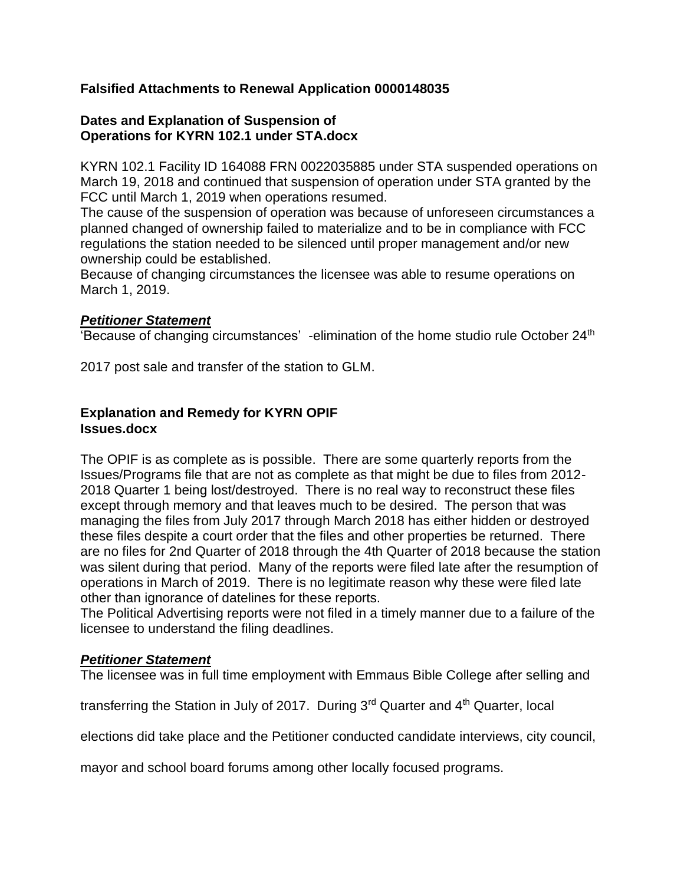## Falsified Attachments to Renewal Application 0000148035

### Dates and Explanation of Suspension of Operations for KYRN 102.1 under STA.docx

KYRN 102.1 Facility ID 164088 FRN 0022035885 under STA suspended operations on March 19, 2018 and continued that suspension of operation under STA granted by the FCC until March 1, 2019 when operations resumed.
The cause of the suspension of operation was because of unforeseen circumstances a planned changed of ownership failed to materialize and to be in compliance with FCC regulations the station needed to be silenced until proper management and/or new ownership could be established.
Because of changing circumstances the licensee was able to resume operations on March 1, 2019.

***Petitioner Statement***

'Because of changing circumstances' -elimination of the home studio rule October 24th 2017 post sale and transfer of the station to GLM.

### Explanation and Remedy for KYRN OPIF Issues.docx

The OPIF is as complete as is possible. There are some quarterly reports from the Issues/Programs file that are not as complete as that might be due to files from 2012-2018 Quarter 1 being lost/destroyed. There is no real way to reconstruct these files except through memory and that leaves much to be desired. The person that was managing the files from July 2017 through March 2018 has either hidden or destroyed these files despite a court order that the files and other properties be returned. There are no files for 2nd Quarter of 2018 through the 4th Quarter of 2018 because the station was silent during that period. Many of the reports were filed late after the resumption of operations in March of 2019. There is no legitimate reason why these were filed late other than ignorance of datelines for these reports.
The Political Advertising reports were not filed in a timely manner due to a failure of the licensee to understand the filing deadlines.

***Petitioner Statement***

The licensee was in full time employment with Emmaus Bible College after selling and transferring the Station in July of 2017. During 3rd Quarter and 4th Quarter, local elections did take place and the Petitioner conducted candidate interviews, city council, mayor and school board forums among other locally focused programs.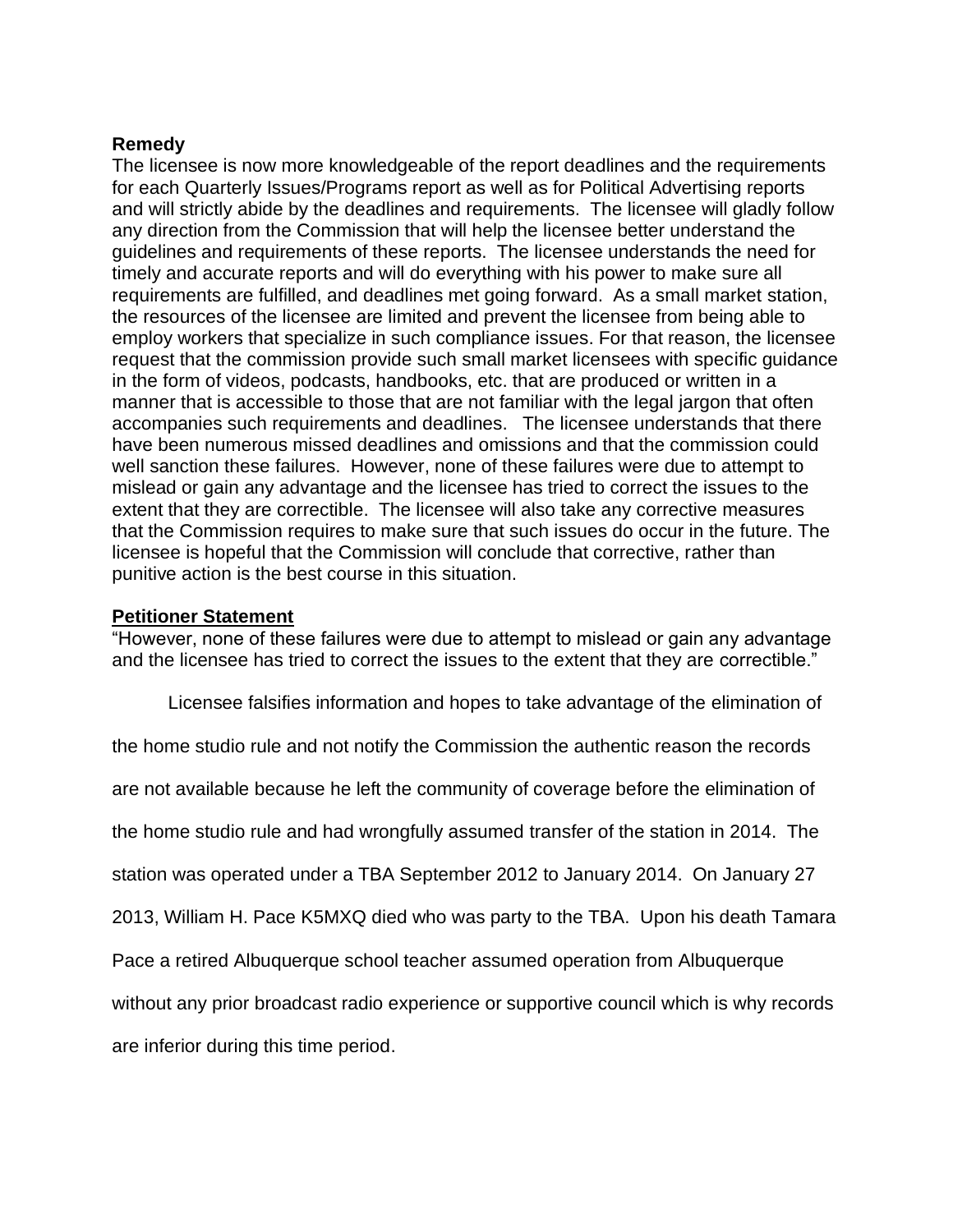**Remedy**

The licensee is now more knowledgeable of the report deadlines and the requirements for each Quarterly Issues/Programs report as well as for Political Advertising reports and will strictly abide by the deadlines and requirements. The licensee will gladly follow any direction from the Commission that will help the licensee better understand the guidelines and requirements of these reports. The licensee understands the need for timely and accurate reports and will do everything with his power to make sure all requirements are fulfilled, and deadlines met going forward. As a small market station, the resources of the licensee are limited and prevent the licensee from being able to employ workers that specialize in such compliance issues. For that reason, the licensee request that the commission provide such small market licensees with specific guidance in the form of videos, podcasts, handbooks, etc. that are produced or written in a manner that is accessible to those that are not familiar with the legal jargon that often accompanies such requirements and deadlines. The licensee understands that there have been numerous missed deadlines and omissions and that the commission could well sanction these failures. However, none of these failures were due to attempt to mislead or gain any advantage and the licensee has tried to correct the issues to the extent that they are correctible. The licensee will also take any corrective measures that the Commission requires to make sure that such issues do occur in the future. The licensee is hopeful that the Commission will conclude that corrective, rather than punitive action is the best course in this situation.

**Petitioner Statement**

"However, none of these failures were due to attempt to mislead or gain any advantage and the licensee has tried to correct the issues to the extent that they are correctible."

Licensee falsifies information and hopes to take advantage of the elimination of the home studio rule and not notify the Commission the authentic reason the records are not available because he left the community of coverage before the elimination of the home studio rule and had wrongfully assumed transfer of the station in 2014. The station was operated under a TBA September 2012 to January 2014. On January 27 2013, William H. Pace K5MXQ died who was party to the TBA. Upon his death Tamara Pace a retired Albuquerque school teacher assumed operation from Albuquerque without any prior broadcast radio experience or supportive council which is why records are inferior during this time period.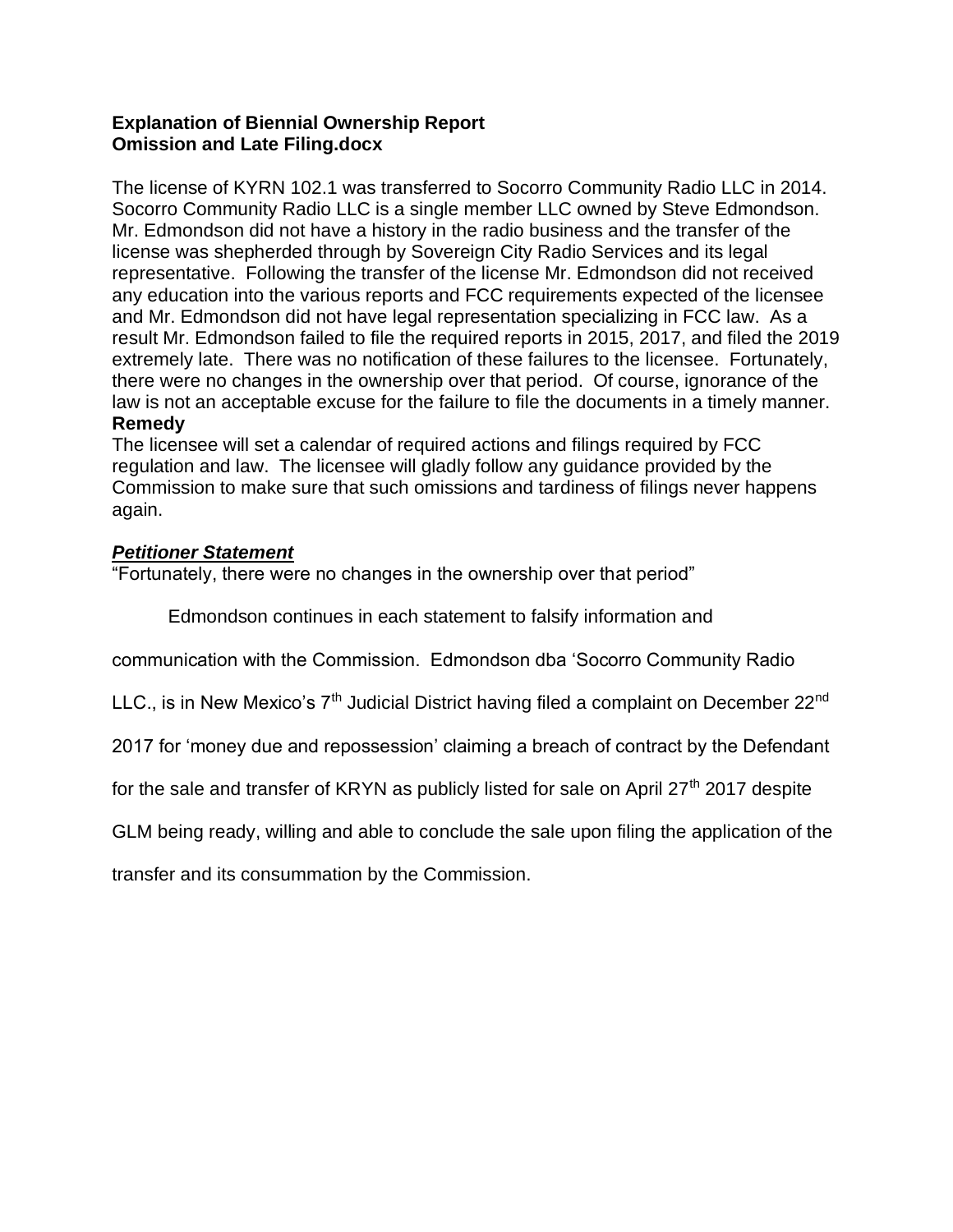**Explanation of Biennial Ownership Report**
**Omission and Late Filing.docx**

The license of KYRN 102.1 was transferred to Socorro Community Radio LLC in 2014. Socorro Community Radio LLC is a single member LLC owned by Steve Edmondson. Mr. Edmondson did not have a history in the radio business and the transfer of the license was shepherded through by Sovereign City Radio Services and its legal representative. Following the transfer of the license Mr. Edmondson did not received any education into the various reports and FCC requirements expected of the licensee and Mr. Edmondson did not have legal representation specializing in FCC law. As a result Mr. Edmondson failed to file the required reports in 2015, 2017, and filed the 2019 extremely late. There was no notification of these failures to the licensee. Fortunately, there were no changes in the ownership over that period. Of course, ignorance of the law is not an acceptable excuse for the failure to file the documents in a timely manner.

**Remedy**

The licensee will set a calendar of required actions and filings required by FCC regulation and law. The licensee will gladly follow any guidance provided by the Commission to make sure that such omissions and tardiness of filings never happens again.

***Petitioner Statement***

"Fortunately, there were no changes in the ownership over that period"

Edmondson continues in each statement to falsify information and communication with the Commission. Edmondson dba 'Socorro Community Radio LLC., is in New Mexico's 7th Judicial District having filed a complaint on December 22nd 2017 for 'money due and repossession' claiming a breach of contract by the Defendant for the sale and transfer of KRYN as publicly listed for sale on April 27th 2017 despite GLM being ready, willing and able to conclude the sale upon filing the application of the transfer and its consummation by the Commission.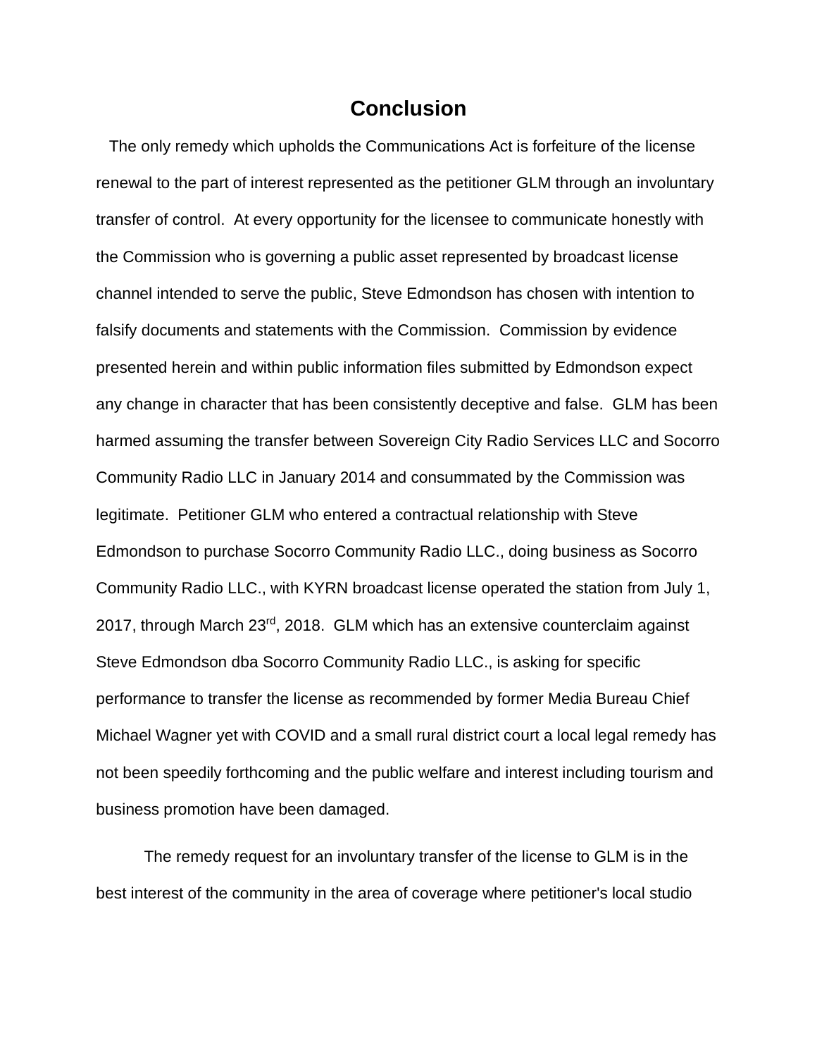## Conclusion

The only remedy which upholds the Communications Act is forfeiture of the license renewal to the part of interest represented as the petitioner GLM through an involuntary transfer of control. At every opportunity for the licensee to communicate honestly with the Commission who is governing a public asset represented by broadcast license channel intended to serve the public, Steve Edmondson has chosen with intention to falsify documents and statements with the Commission. Commission by evidence presented herein and within public information files submitted by Edmondson expect any change in character that has been consistently deceptive and false. GLM has been harmed assuming the transfer between Sovereign City Radio Services LLC and Socorro Community Radio LLC in January 2014 and consummated by the Commission was legitimate. Petitioner GLM who entered a contractual relationship with Steve Edmondson to purchase Socorro Community Radio LLC., doing business as Socorro Community Radio LLC., with KYRN broadcast license operated the station from July 1, 2017, through March 23rd, 2018. GLM which has an extensive counterclaim against Steve Edmondson dba Socorro Community Radio LLC., is asking for specific performance to transfer the license as recommended by former Media Bureau Chief Michael Wagner yet with COVID and a small rural district court a local legal remedy has not been speedily forthcoming and the public welfare and interest including tourism and business promotion have been damaged.

The remedy request for an involuntary transfer of the license to GLM is in the best interest of the community in the area of coverage where petitioner's local studio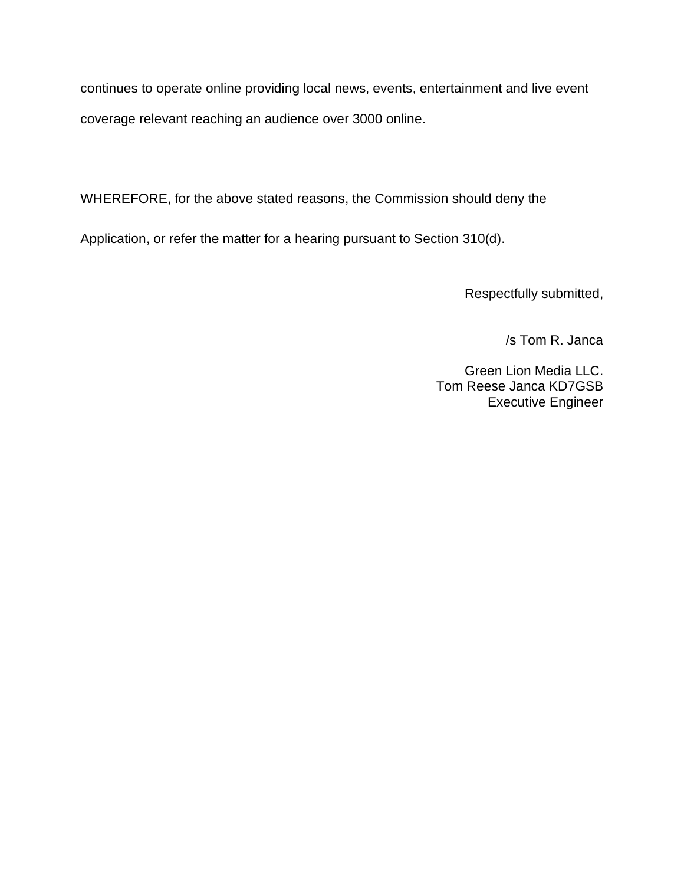continues to operate online providing local news, events, entertainment and live event coverage relevant reaching an audience over 3000 online.

WHEREFORE, for the above stated reasons, the Commission should deny the Application, or refer the matter for a hearing pursuant to Section 310(d).

Respectfully submitted,

/s Tom R. Janca

Green Lion Media LLC.
Tom Reese Janca KD7GSB
Executive Engineer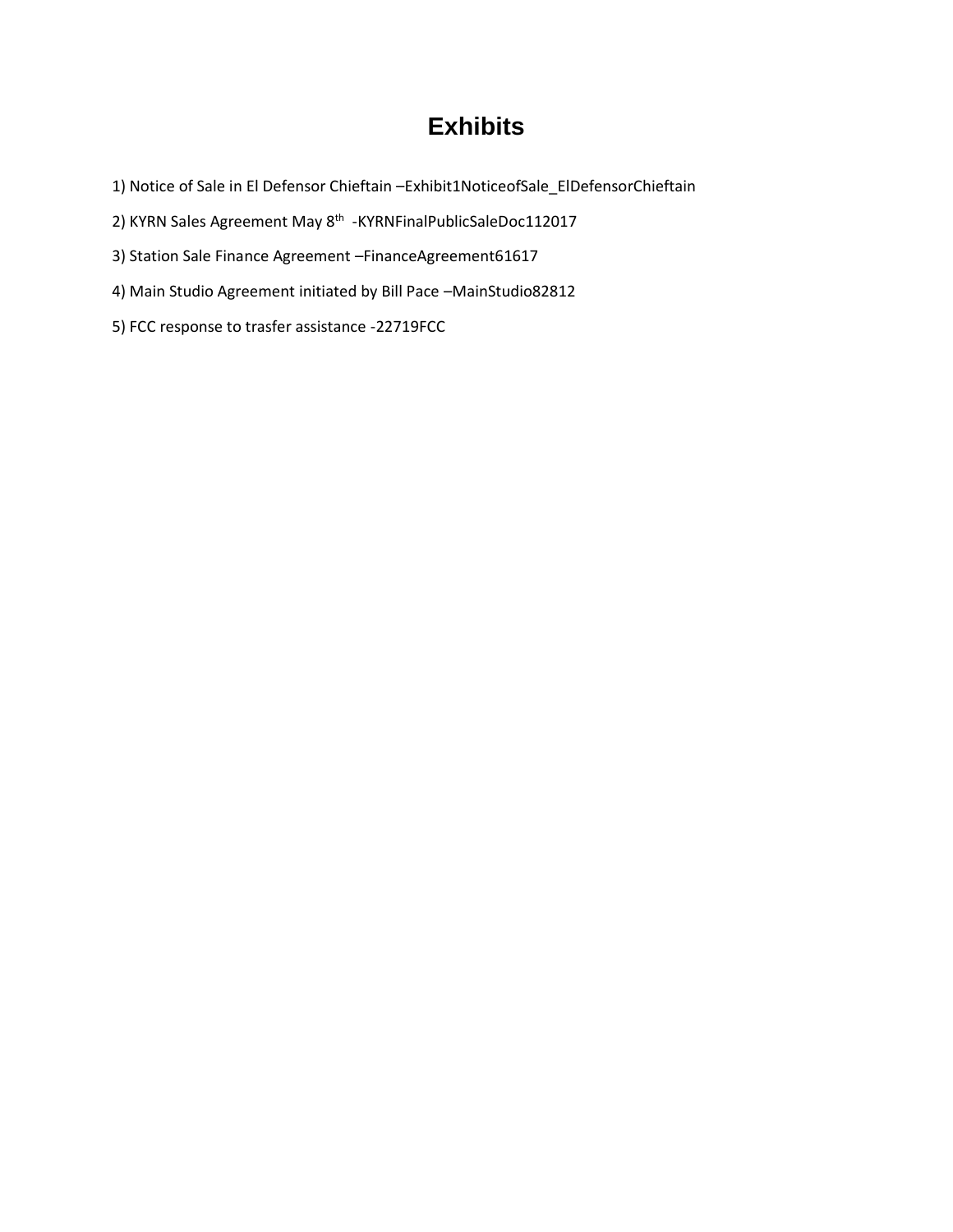# Exhibits

1) Notice of Sale in El Defensor Chieftain –Exhibit1NoticeofSale_ElDefensorChieftain

2) KYRN Sales Agreement May 8th -KYRNFinalPublicSaleDoc112017

3) Station Sale Finance Agreement –FinanceAgreement61617

4) Main Studio Agreement initiated by Bill Pace –MainStudio82812

5) FCC response to trasfer assistance -22719FCC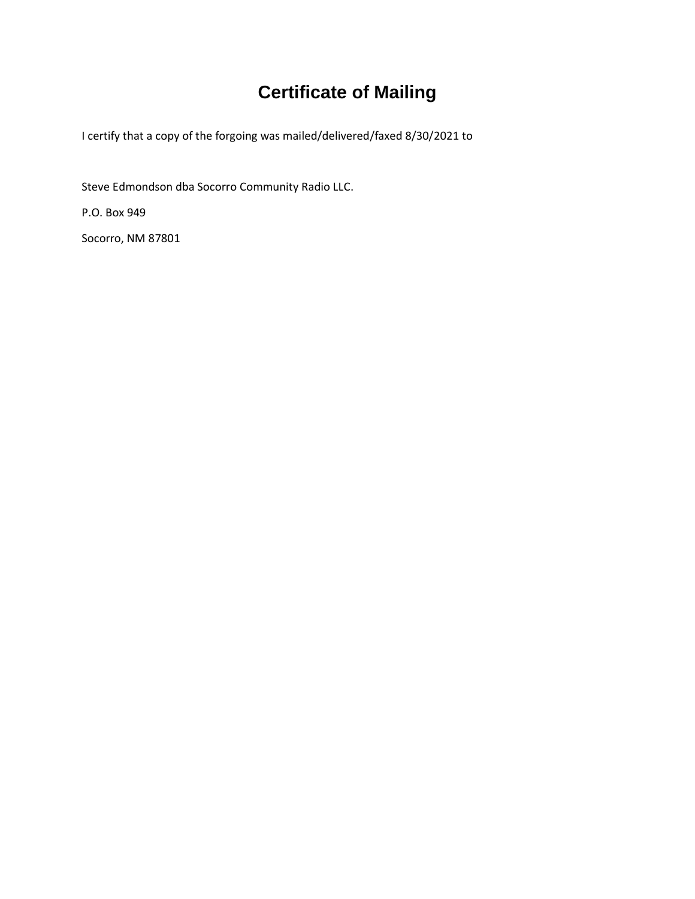# Certificate of Mailing

I certify that a copy of the forgoing was mailed/delivered/faxed 8/30/2021 to

Steve Edmondson dba Socorro Community Radio LLC.

P.O. Box 949

Socorro, NM 87801